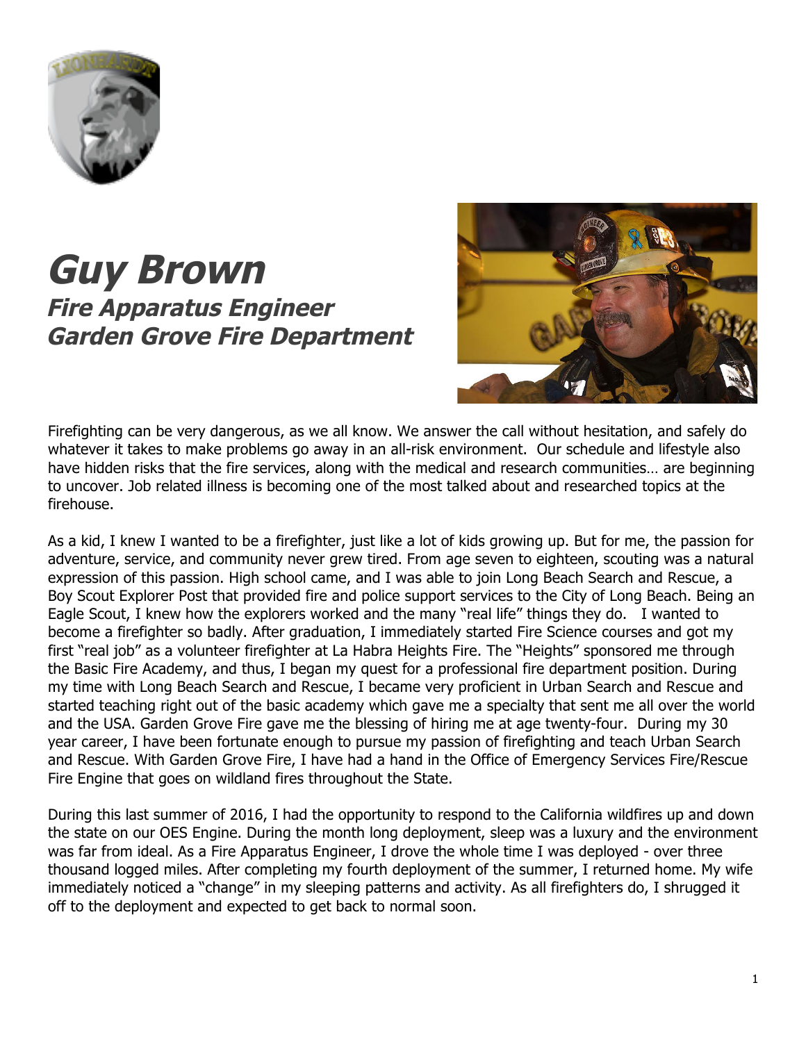# Guy Brown

## Fire Apparatus Engineer
## Garden Grove Fire Department

Firefighting can be very dangerous, as we all know. We answer the call without hesitation, and safely do whatever it takes to make problems go away in an all-risk environment. Our schedule and lifestyle also have hidden risks that the fire services, along with the medical and research communities… are beginning to uncover. Job related illness is becoming one of the most talked about and researched topics at the firehouse.

As a kid, I knew I wanted to be a firefighter, just like a lot of kids growing up. But for me, the passion for adventure, service, and community never grew tired. From age seven to eighteen, scouting was a natural expression of this passion. High school came, and I was able to join Long Beach Search and Rescue, a Boy Scout Explorer Post that provided fire and police support services to the City of Long Beach. Being an Eagle Scout, I knew how the explorers worked and the many "real life" things they do. I wanted to become a firefighter so badly. After graduation, I immediately started Fire Science courses and got my first "real job" as a volunteer firefighter at La Habra Heights Fire. The "Heights" sponsored me through the Basic Fire Academy, and thus, I began my quest for a professional fire department position. During my time with Long Beach Search and Rescue, I became very proficient in Urban Search and Rescue and started teaching right out of the basic academy which gave me a specialty that sent me all over the world and the USA. Garden Grove Fire gave me the blessing of hiring me at age twenty-four. During my 30 year career, I have been fortunate enough to pursue my passion of firefighting and teach Urban Search and Rescue. With Garden Grove Fire, I have had a hand in the Office of Emergency Services Fire/Rescue Fire Engine that goes on wildland fires throughout the State.

During this last summer of 2016, I had the opportunity to respond to the California wildfires up and down the state on our OES Engine. During the month long deployment, sleep was a luxury and the environment was far from ideal. As a Fire Apparatus Engineer, I drove the whole time I was deployed - over three thousand logged miles. After completing my fourth deployment of the summer, I returned home. My wife immediately noticed a "change" in my sleeping patterns and activity. As all firefighters do, I shrugged it off to the deployment and expected to get back to normal soon.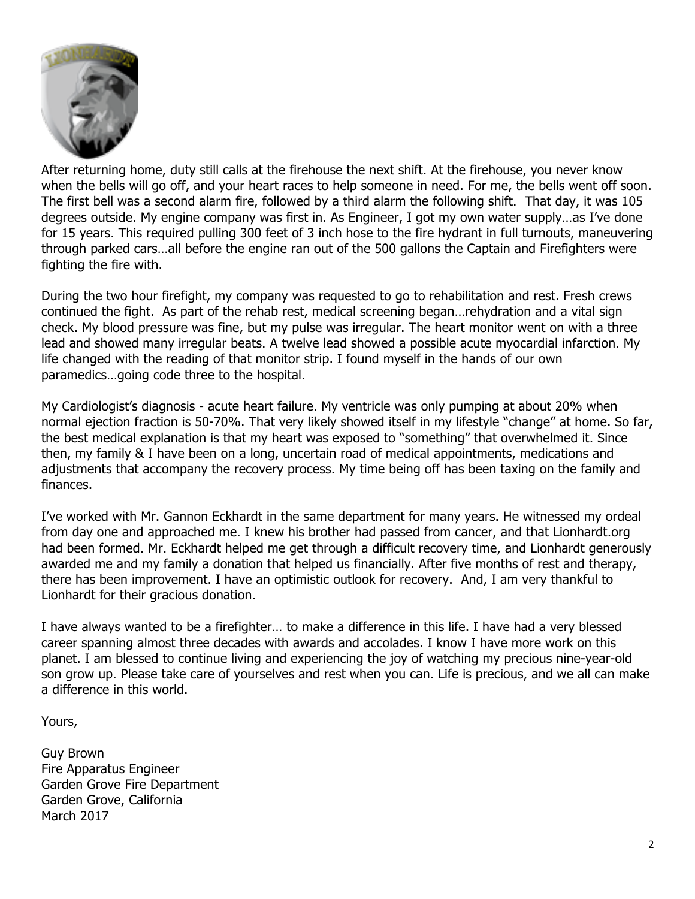After returning home, duty still calls at the firehouse the next shift. At the firehouse, you never know when the bells will go off, and your heart races to help someone in need. For me, the bells went off soon. The first bell was a second alarm fire, followed by a third alarm the following shift. That day, it was 105 degrees outside. My engine company was first in. As Engineer, I got my own water supply…as I've done for 15 years. This required pulling 300 feet of 3 inch hose to the fire hydrant in full turnouts, maneuvering through parked cars…all before the engine ran out of the 500 gallons the Captain and Firefighters were fighting the fire with.

During the two hour firefight, my company was requested to go to rehabilitation and rest. Fresh crews continued the fight. As part of the rehab rest, medical screening began…rehydration and a vital sign check. My blood pressure was fine, but my pulse was irregular. The heart monitor went on with a three lead and showed many irregular beats. A twelve lead showed a possible acute myocardial infarction. My life changed with the reading of that monitor strip. I found myself in the hands of our own paramedics…going code three to the hospital.

My Cardiologist's diagnosis - acute heart failure. My ventricle was only pumping at about 20% when normal ejection fraction is 50-70%. That very likely showed itself in my lifestyle "change" at home. So far, the best medical explanation is that my heart was exposed to "something" that overwhelmed it. Since then, my family & I have been on a long, uncertain road of medical appointments, medications and adjustments that accompany the recovery process. My time being off has been taxing on the family and finances.

I've worked with Mr. Gannon Eckhardt in the same department for many years. He witnessed my ordeal from day one and approached me. I knew his brother had passed from cancer, and that Lionhardt.org had been formed. Mr. Eckhardt helped me get through a difficult recovery time, and Lionhardt generously awarded me and my family a donation that helped us financially. After five months of rest and therapy, there has been improvement. I have an optimistic outlook for recovery. And, I am very thankful to Lionhardt for their gracious donation.

I have always wanted to be a firefighter… to make a difference in this life. I have had a very blessed career spanning almost three decades with awards and accolades. I know I have more work on this planet. I am blessed to continue living and experiencing the joy of watching my precious nine-year-old son grow up. Please take care of yourselves and rest when you can. Life is precious, and we all can make a difference in this world.

Yours,

Guy Brown
Fire Apparatus Engineer
Garden Grove Fire Department
Garden Grove, California
March 2017